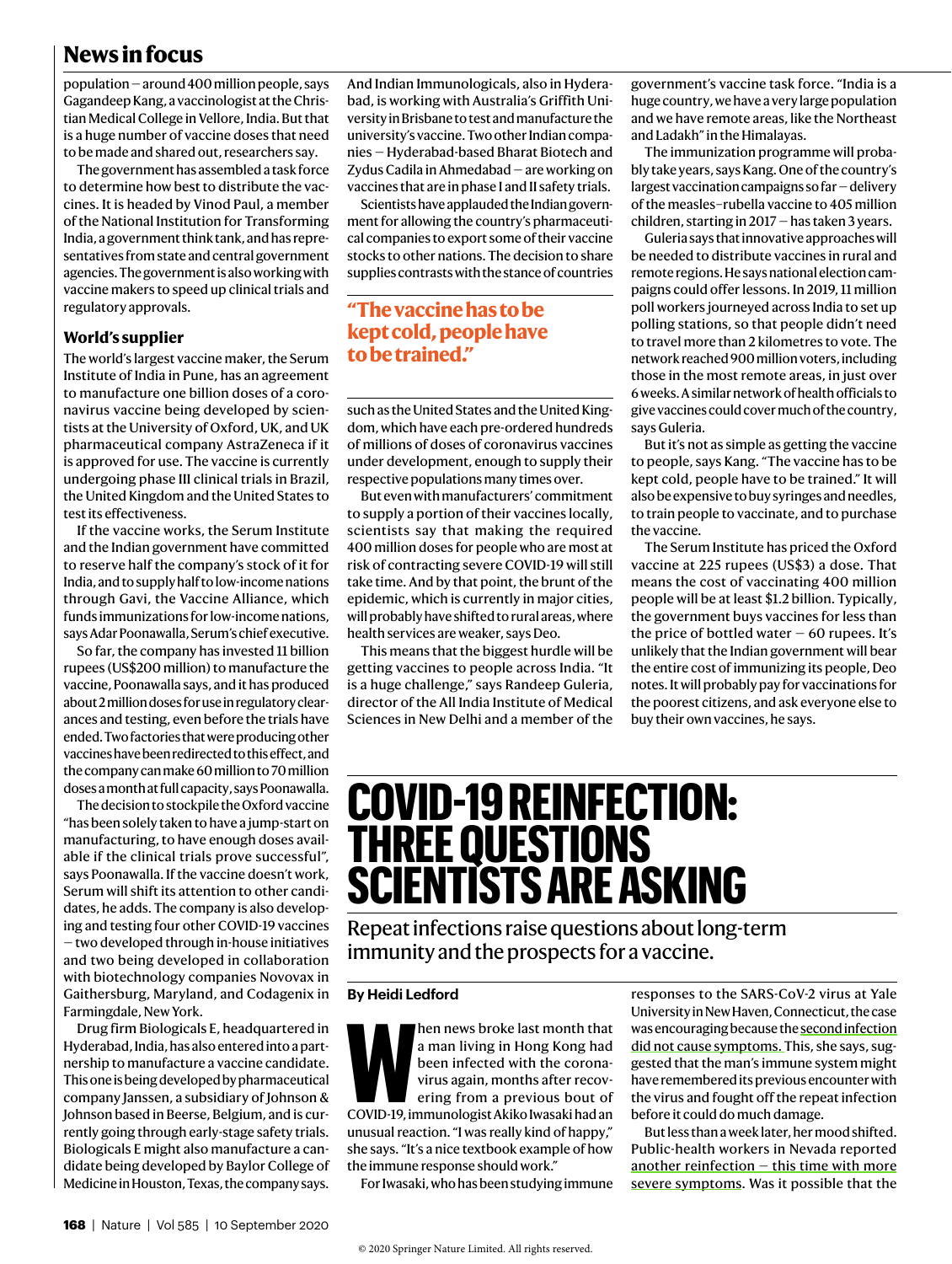## News in focus

population – around 400 million people, says Gagandeep Kang, a vaccinologist at the Christian Medical College in Vellore, India. But that is a huge number of vaccine doses that need to be made and shared out, researchers say.

The government has assembled a task force to determine how best to distribute the vaccines. It is headed by Vinod Paul, a member of the National Institution for Transforming India, a government think tank, and has representatives from state and central government agencies. The government is also working with vaccine makers to speed up clinical trials and regulatory approvals.

### World's supplier

The world's largest vaccine maker, the Serum Institute of India in Pune, has an agreement to manufacture one billion doses of a coronavirus vaccine being developed by scientists at the University of Oxford, UK, and UK pharmaceutical company AstraZeneca if it is approved for use. The vaccine is currently undergoing phase III clinical trials in Brazil, the United Kingdom and the United States to test its effectiveness.

If the vaccine works, the Serum Institute and the Indian government have committed to reserve half the company's stock of it for India, and to supply half to low-income nations through Gavi, the Vaccine Alliance, which funds immunizations for low-income nations, says Adar Poonawalla, Serum's chief executive.

So far, the company has invested 11 billion rupees (US$200 million) to manufacture the vaccine, Poonawalla says, and it has produced about 2 million doses for use in regulatory clearances and testing, even before the trials have ended. Two factories that were producing other vaccines have been redirected to this effect, and the company can make 60 million to 70 million doses a month at full capacity, says Poonawalla.

The decision to stockpile the Oxford vaccine "has been solely taken to have a jump-start on manufacturing, to have enough doses available if the clinical trials prove successful", says Poonawalla. If the vaccine doesn't work, Serum will shift its attention to other candidates, he adds. The company is also developing and testing four other COVID-19 vaccines – two developed through in-house initiatives and two being developed in collaboration with biotechnology companies Novovax in Gaithersburg, Maryland, and Codagenix in Farmingdale, New York.

Drug firm Biologicals E, headquartered in Hyderabad, India, has also entered into a partnership to manufacture a vaccine candidate. This one is being developed by pharmaceutical company Janssen, a subsidiary of Johnson & Johnson based in Beerse, Belgium, and is currently going through early-stage safety trials. Biologicals E might also manufacture a candidate being developed by Baylor College of Medicine in Houston, Texas, the company says.

And Indian Immunologicals, also in Hyderabad, is working with Australia's Griffith University in Brisbane to test and manufacture the university's vaccine. Two other Indian companies – Hyderabad-based Bharat Biotech and Zydus Cadila in Ahmedabad – are working on vaccines that are in phase I and II safety trials.

Scientists have applauded the Indian government for allowing the country's pharmaceutical companies to export some of their vaccine stocks to other nations. The decision to share supplies contrasts with the stance of countries such as the United States and the United Kingdom, which have each pre-ordered hundreds of millions of doses of coronavirus vaccines under development, enough to supply their respective populations many times over.

> **"The vaccine has to be kept cold, people have to be trained."**

But even with manufacturers' commitment to supply a portion of their vaccines locally, scientists say that making the required 400 million doses for people who are most at risk of contracting severe COVID-19 will still take time. And by that point, the brunt of the epidemic, which is currently in major cities, will probably have shifted to rural areas, where health services are weaker, says Deo.

This means that the biggest hurdle will be getting vaccines to people across India. "It is a huge challenge," says Randeep Guleria, director of the All India Institute of Medical Sciences in New Delhi and a member of the government's vaccine task force. "India is a huge country, we have a very large population and we have remote areas, like the Northeast and Ladakh" in the Himalayas.

The immunization programme will probably take years, says Kang. One of the country's largest vaccination campaigns so far – delivery of the measles–rubella vaccine to 405 million children, starting in 2017 – has taken 3 years.

Guleria says that innovative approaches will be needed to distribute vaccines in rural and remote regions. He says national election campaigns could offer lessons. In 2019, 11 million poll workers journeyed across India to set up polling stations, so that people didn't need to travel more than 2 kilometres to vote. The network reached 900 million voters, including those in the most remote areas, in just over 6 weeks. A similar network of health officials to give vaccines could cover much of the country, says Guleria.

But it's not as simple as getting the vaccine to people, says Kang. "The vaccine has to be kept cold, people have to be trained." It will also be expensive to buy syringes and needles, to train people to vaccinate, and to purchase the vaccine.

The Serum Institute has priced the Oxford vaccine at 225 rupees (US$3) a dose. That means the cost of vaccinating 400 million people will be at least $1.2 billion. Typically, the government buys vaccines for less than the price of bottled water – 60 rupees. It's unlikely that the Indian government will bear the entire cost of immunizing its people, Deo notes. It will probably pay for vaccinations for the poorest citizens, and ask everyone else to buy their own vaccines, he says.

# COVID-19 REINFECTION: THREE QUESTIONS SCIENTISTS ARE ASKING

Repeat infections raise questions about long-term immunity and the prospects for a vaccine.

**By Heidi Ledford**

When news broke last month that a man living in Hong Kong had been infected with the coronavirus again, months after recovering from a previous bout of COVID-19, immunologist Akiko Iwasaki had an unusual reaction. "I was really kind of happy," she says. "It's a nice textbook example of how the immune response should work."

For Iwasaki, who has been studying immune responses to the SARS-CoV-2 virus at Yale University in New Haven, Connecticut, the case was encouraging because the second infection did not cause symptoms. This, she says, suggested that the man's immune system might have remembered its previous encounter with the virus and fought off the repeat infection before it could do much damage.

But less than a week later, her mood shifted. Public-health workers in Nevada reported another reinfection – this time with more severe symptoms. Was it possible that the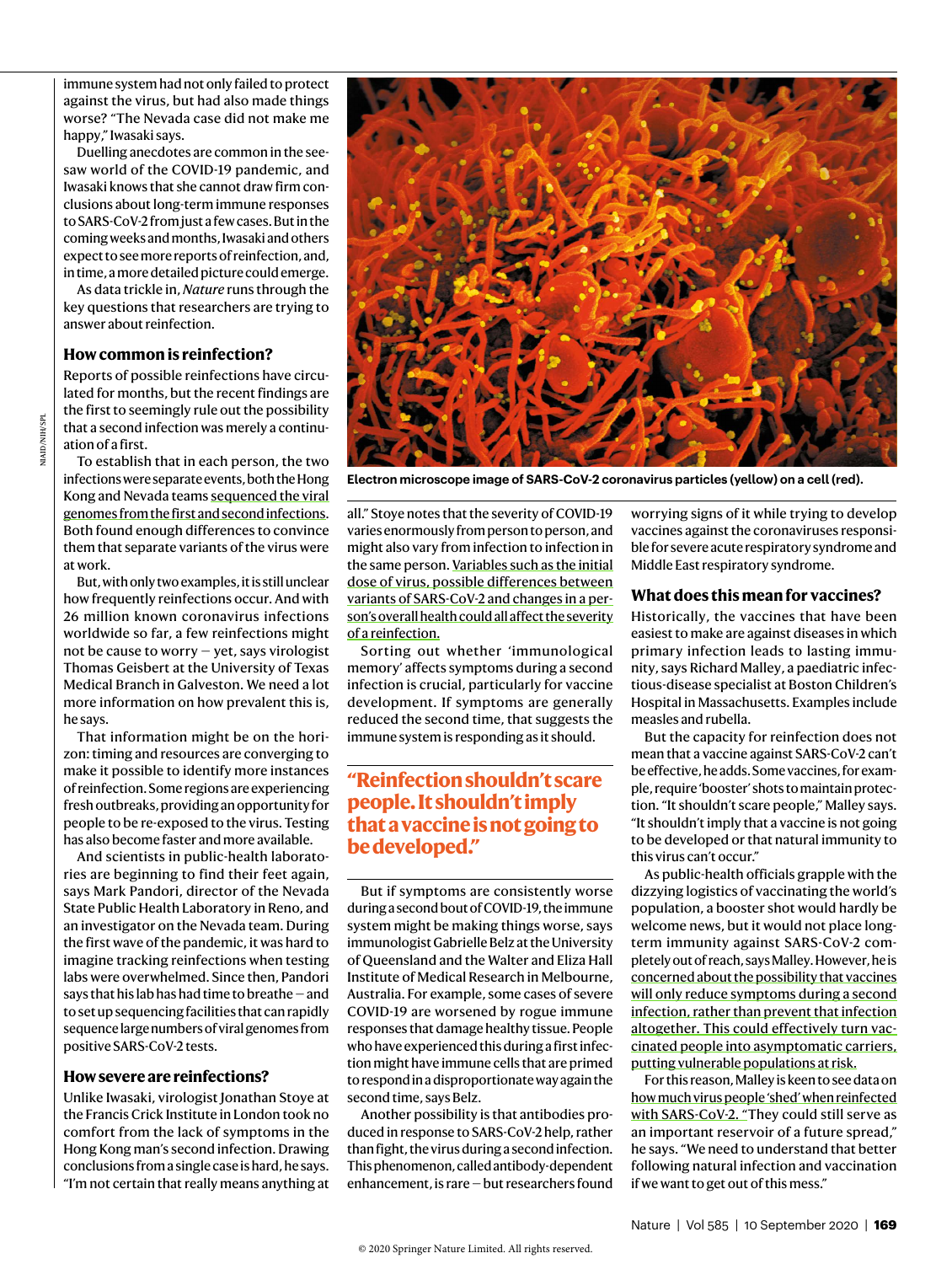immune system had not only failed to protect against the virus, but had also made things worse? "The Nevada case did not make me happy," Iwasaki says.

Duelling anecdotes are common in the see-saw world of the COVID-19 pandemic, and Iwasaki knows that she cannot draw firm conclusions about long-term immune responses to SARS-CoV-2 from just a few cases. But in the coming weeks and months, Iwasaki and others expect to see more reports of reinfection, and, in time, a more detailed picture could emerge.

As data trickle in, *Nature* runs through the key questions that researchers are trying to answer about reinfection.

## How common is reinfection?

Reports of possible reinfections have circulated for months, but the recent findings are the first to seemingly rule out the possibility that a second infection was merely a continuation of a first.

To establish that in each person, the two infections were separate events, both the Hong Kong and Nevada teams sequenced the viral genomes from the first and second infections. Both found enough differences to convince them that separate variants of the virus were at work.

But, with only two examples, it is still unclear how frequently reinfections occur. And with 26 million known coronavirus infections worldwide so far, a few reinfections might not be cause to worry — yet, says virologist Thomas Geisbert at the University of Texas Medical Branch in Galveston. We need a lot more information on how prevalent this is, he says.

That information might be on the horizon: timing and resources are converging to make it possible to identify more instances of reinfection. Some regions are experiencing fresh outbreaks, providing an opportunity for people to be re-exposed to the virus. Testing has also become faster and more available.

And scientists in public-health laboratories are beginning to find their feet again, says Mark Pandori, director of the Nevada State Public Health Laboratory in Reno, and an investigator on the Nevada team. During the first wave of the pandemic, it was hard to imagine tracking reinfections when testing labs were overwhelmed. Since then, Pandori says that his lab has had time to breathe — and to set up sequencing facilities that can rapidly sequence large numbers of viral genomes from positive SARS-CoV-2 tests.

## How severe are reinfections?

Unlike Iwasaki, virologist Jonathan Stoye at the Francis Crick Institute in London took no comfort from the lack of symptoms in the Hong Kong man's second infection. Drawing conclusions from a single case is hard, he says. "I'm not certain that really means anything at all." Stoye notes that the severity of COVID-19 varies enormously from person to person, and might also vary from infection to infection in the same person. Variables such as the initial dose of virus, possible differences between variants of SARS-CoV-2 and changes in a person's overall health could all affect the severity of a reinfection.

Electron microscope image of SARS-CoV-2 coronavirus particles (yellow) on a cell (red).

Sorting out whether 'immunological memory' affects symptoms during a second infection is crucial, particularly for vaccine development. If symptoms are generally reduced the second time, that suggests the immune system is responding as it should.

**"Reinfection shouldn't scare people. It shouldn't imply that a vaccine is not going to be developed."**

But if symptoms are consistently worse during a second bout of COVID-19, the immune system might be making things worse, says immunologist Gabrielle Belz at the University of Queensland and the Walter and Eliza Hall Institute of Medical Research in Melbourne, Australia. For example, some cases of severe COVID-19 are worsened by rogue immune responses that damage healthy tissue. People who have experienced this during a first infection might have immune cells that are primed to respond in a disproportionate way again the second time, says Belz.

Another possibility is that antibodies produced in response to SARS-CoV-2 help, rather than fight, the virus during a second infection. This phenomenon, called antibody-dependent enhancement, is rare — but researchers found worrying signs of it while trying to develop vaccines against the coronaviruses responsible for severe acute respiratory syndrome and Middle East respiratory syndrome.

## What does this mean for vaccines?

Historically, the vaccines that have been easiest to make are against diseases in which primary infection leads to lasting immunity, says Richard Malley, a paediatric infectious-disease specialist at Boston Children's Hospital in Massachusetts. Examples include measles and rubella.

But the capacity for reinfection does not mean that a vaccine against SARS-CoV-2 can't be effective, he adds. Some vaccines, for example, require 'booster' shots to maintain protection. "It shouldn't scare people," Malley says. "It shouldn't imply that a vaccine is not going to be developed or that natural immunity to this virus can't occur."

As public-health officials grapple with the dizzying logistics of vaccinating the world's population, a booster shot would hardly be welcome news, but it would not place long-term immunity against SARS-CoV-2 completely out of reach, says Malley. However, he is concerned about the possibility that vaccines will only reduce symptoms during a second infection, rather than prevent that infection altogether. This could effectively turn vaccinated people into asymptomatic carriers, putting vulnerable populations at risk.

For this reason, Malley is keen to see data on how much virus people 'shed' when reinfected with SARS-CoV-2. "They could still serve as an important reservoir of a future spread," he says. "We need to understand that better following natural infection and vaccination if we want to get out of this mess."